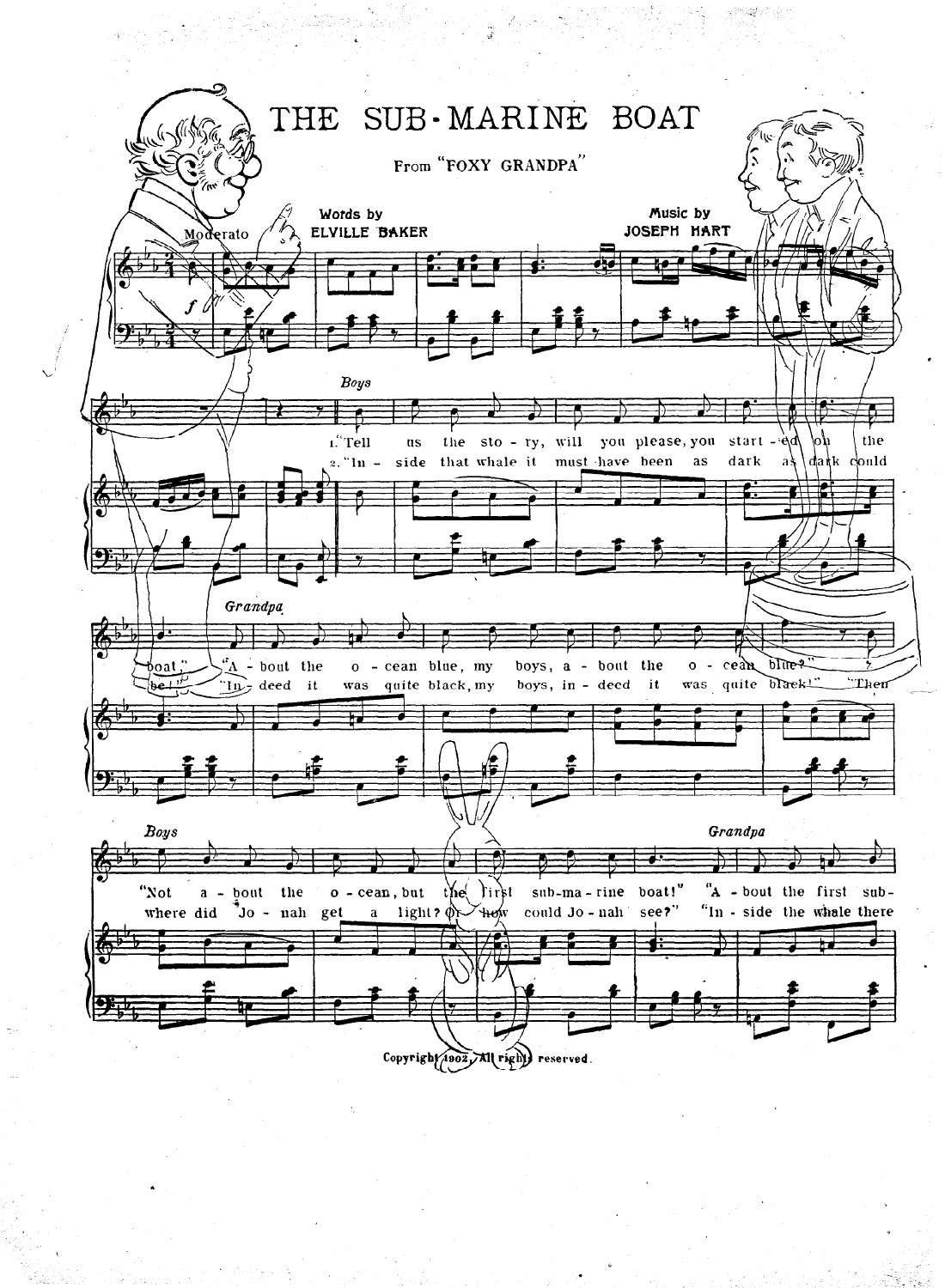# THE SUB-MARINE BOAT

From "FOXY GRANDPA"

Words by ELVILLE BAKER

Music by JOSEPH HART

Moderato

*Boys*

1. "Tell us the sto - ry, will you please, you start - ed on the boat,"
2. "In - side that whale it must have been as dark as dark could be!"

*Grandpa*

"A - bout the o - cean blue, my boys, a - bout the o - cean blue?"
"In - deed it was quite black, my boys, in - deed it was quite black!" "Then

*Boys*

"Not a - bout the o - cean, but the first sub-ma - rine boat!"
where did Jo - nah get a light? Or how could Jo - nah see?"

*Grandpa*

"A - bout the first sub-
"In - side the whale there

Copyright 1902, All rights reserved.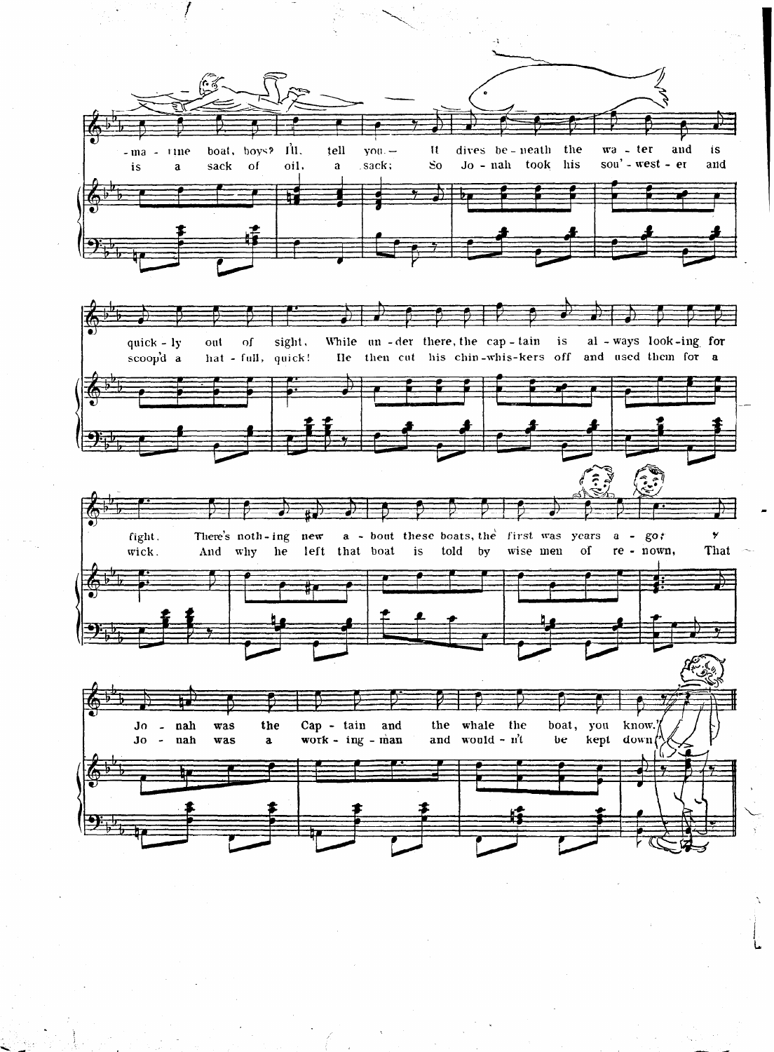-ma - rine boat, boys? I'll tell you.— It dives be - neath the wa - ter and is
is a sack of oil, a sack; So Jo - nah took his sou' - west - er and

quick - ly out of sight, While un - der there, the cap - tain is al - ways look - ing for
scoop'd a hat - full, quick! He then cut his chin - whis - kers off and used them for a

fight. There's noth - ing new a - bout these boats, the first was years a - go;
wick. And why he left that boat is told by wise men of re - nown, That

Jo - nah was the Cap - tain and the whale the boat, you know.
Jo - nah was a work - ing - man and would - n't be kept down.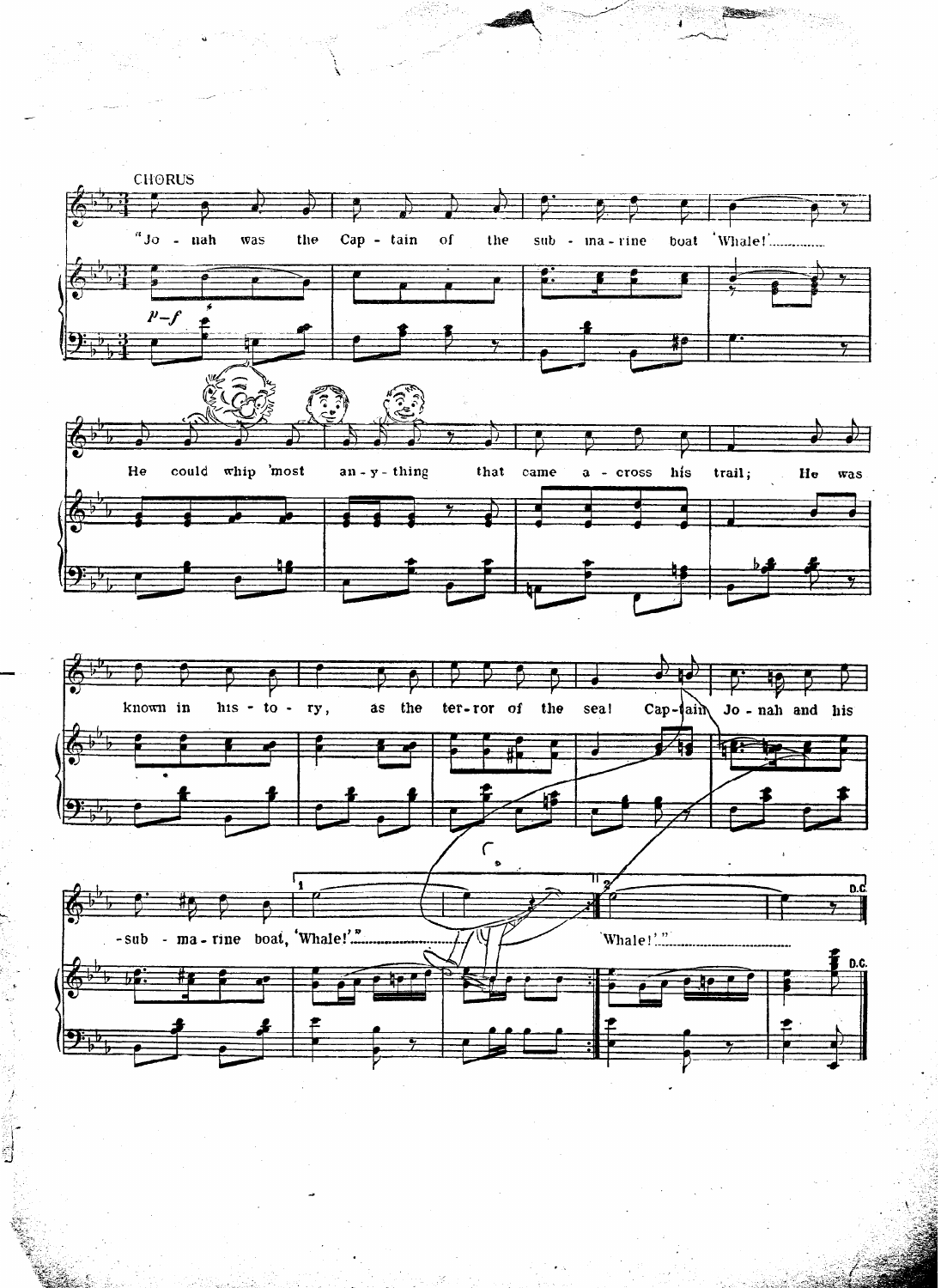CHORUS

"Jo - nah was the Cap - tain of the sub - ma - rine boat 'Whale!'......... He could whip 'most an - y - thing that came a - cross his trail; He was known in his - to - ry, as the ter - ror of the sea! Cap - tain Jo - nah and his - sub - ma - rine boat, 'Whale!'"......

1.

2. 'Whale!'".........

*p - f*

D.C.